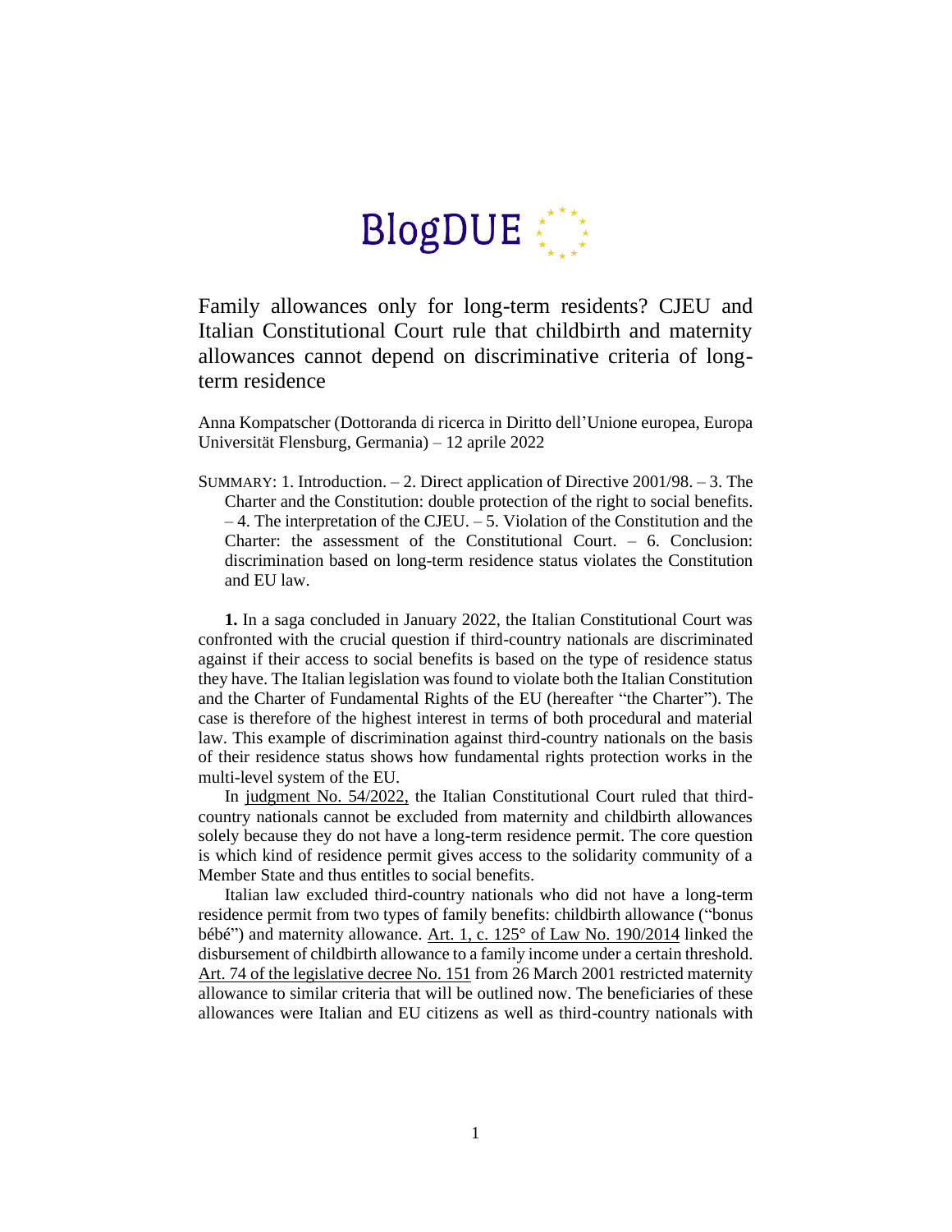BlogDUE

# Family allowances only for long-term residents? CJEU and Italian Constitutional Court rule that childbirth and maternity allowances cannot depend on discriminative criteria of long-term residence

Anna Kompatscher (Dottoranda di ricerca in Diritto dell'Unione europea, Europa Universität Flensburg, Germania) – 12 aprile 2022

SUMMARY: 1. Introduction. – 2. Direct application of Directive 2001/98. – 3. The Charter and the Constitution: double protection of the right to social benefits. – 4. The interpretation of the CJEU. – 5. Violation of the Constitution and the Charter: the assessment of the Constitutional Court. – 6. Conclusion: discrimination based on long-term residence status violates the Constitution and EU law.

**1.** In a saga concluded in January 2022, the Italian Constitutional Court was confronted with the crucial question if third-country nationals are discriminated against if their access to social benefits is based on the type of residence status they have. The Italian legislation was found to violate both the Italian Constitution and the Charter of Fundamental Rights of the EU (hereafter "the Charter"). The case is therefore of the highest interest in terms of both procedural and material law. This example of discrimination against third-country nationals on the basis of their residence status shows how fundamental rights protection works in the multi-level system of the EU.

In judgment No. 54/2022, the Italian Constitutional Court ruled that third-country nationals cannot be excluded from maternity and childbirth allowances solely because they do not have a long-term residence permit. The core question is which kind of residence permit gives access to the solidarity community of a Member State and thus entitles to social benefits.

Italian law excluded third-country nationals who did not have a long-term residence permit from two types of family benefits: childbirth allowance ("bonus bébé") and maternity allowance. Art. 1, c. 125° of Law No. 190/2014 linked the disbursement of childbirth allowance to a family income under a certain threshold. Art. 74 of the legislative decree No. 151 from 26 March 2001 restricted maternity allowance to similar criteria that will be outlined now. The beneficiaries of these allowances were Italian and EU citizens as well as third-country nationals with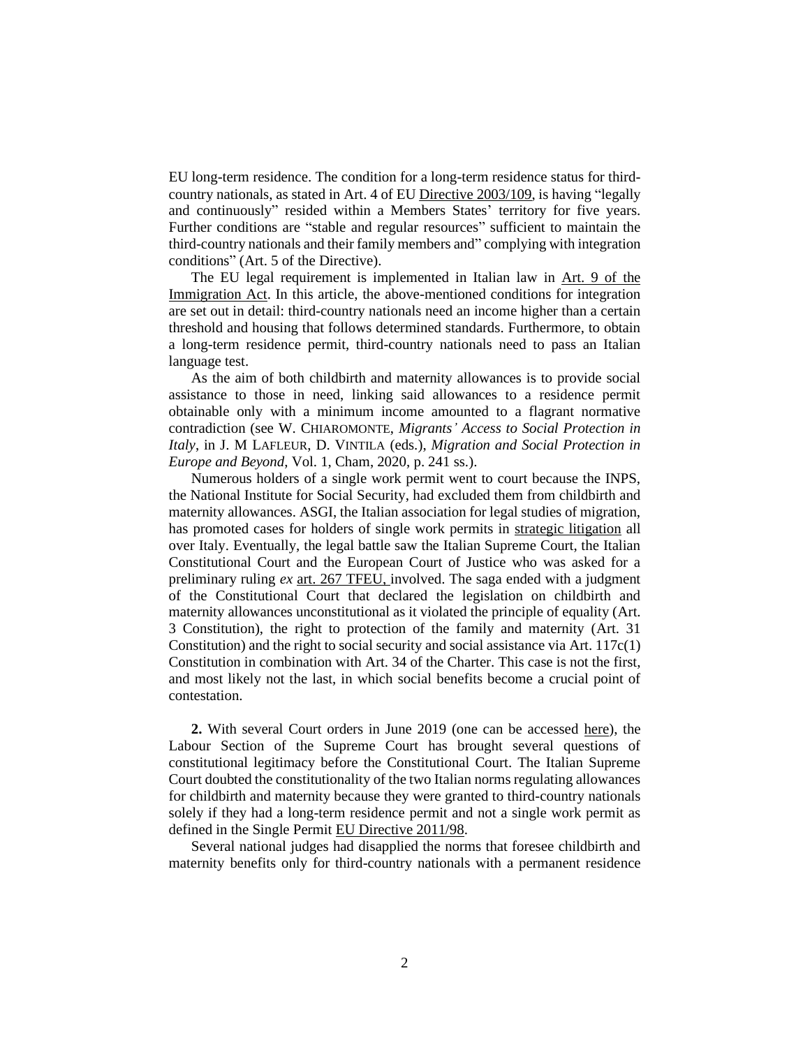EU long-term residence. The condition for a long-term residence status for third-country nationals, as stated in Art. 4 of EU Directive 2003/109, is having "legally and continuously" resided within a Members States' territory for five years. Further conditions are "stable and regular resources" sufficient to maintain the third-country nationals and their family members and" complying with integration conditions" (Art. 5 of the Directive).

The EU legal requirement is implemented in Italian law in Art. 9 of the Immigration Act. In this article, the above-mentioned conditions for integration are set out in detail: third-country nationals need an income higher than a certain threshold and housing that follows determined standards. Furthermore, to obtain a long-term residence permit, third-country nationals need to pass an Italian language test.

As the aim of both childbirth and maternity allowances is to provide social assistance to those in need, linking said allowances to a residence permit obtainable only with a minimum income amounted to a flagrant normative contradiction (see W. CHIAROMONTE, *Migrants' Access to Social Protection in Italy*, in J. M LAFLEUR, D. VINTILA (eds.), *Migration and Social Protection in Europe and Beyond*, Vol. 1, Cham, 2020, p. 241 ss.).

Numerous holders of a single work permit went to court because the INPS, the National Institute for Social Security, had excluded them from childbirth and maternity allowances. ASGI, the Italian association for legal studies of migration, has promoted cases for holders of single work permits in strategic litigation all over Italy. Eventually, the legal battle saw the Italian Supreme Court, the Italian Constitutional Court and the European Court of Justice who was asked for a preliminary ruling *ex* art. 267 TFEU, involved. The saga ended with a judgment of the Constitutional Court that declared the legislation on childbirth and maternity allowances unconstitutional as it violated the principle of equality (Art. 3 Constitution), the right to protection of the family and maternity (Art. 31 Constitution) and the right to social security and social assistance via Art. 117c(1) Constitution in combination with Art. 34 of the Charter. This case is not the first, and most likely not the last, in which social benefits become a crucial point of contestation.

**2.** With several Court orders in June 2019 (one can be accessed here), the Labour Section of the Supreme Court has brought several questions of constitutional legitimacy before the Constitutional Court. The Italian Supreme Court doubted the constitutionality of the two Italian norms regulating allowances for childbirth and maternity because they were granted to third-country nationals solely if they had a long-term residence permit and not a single work permit as defined in the Single Permit EU Directive 2011/98.

Several national judges had disapplied the norms that foresee childbirth and maternity benefits only for third-country nationals with a permanent residence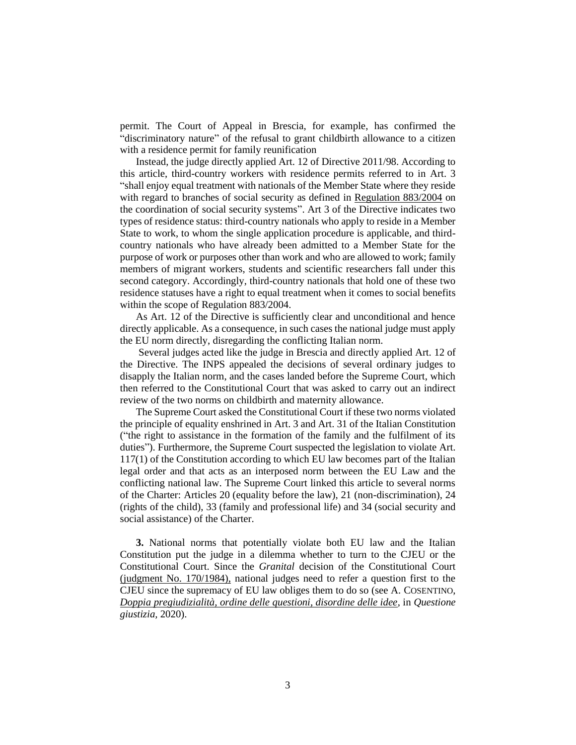permit. The Court of Appeal in Brescia, for example, has confirmed the "discriminatory nature" of the refusal to grant childbirth allowance to a citizen with a residence permit for family reunification

Instead, the judge directly applied Art. 12 of Directive 2011/98. According to this article, third-country workers with residence permits referred to in Art. 3 "shall enjoy equal treatment with nationals of the Member State where they reside with regard to branches of social security as defined in Regulation 883/2004 on the coordination of social security systems". Art 3 of the Directive indicates two types of residence status: third-country nationals who apply to reside in a Member State to work, to whom the single application procedure is applicable, and third-country nationals who have already been admitted to a Member State for the purpose of work or purposes other than work and who are allowed to work; family members of migrant workers, students and scientific researchers fall under this second category. Accordingly, third-country nationals that hold one of these two residence statuses have a right to equal treatment when it comes to social benefits within the scope of Regulation 883/2004.

As Art. 12 of the Directive is sufficiently clear and unconditional and hence directly applicable. As a consequence, in such cases the national judge must apply the EU norm directly, disregarding the conflicting Italian norm.

Several judges acted like the judge in Brescia and directly applied Art. 12 of the Directive. The INPS appealed the decisions of several ordinary judges to disapply the Italian norm, and the cases landed before the Supreme Court, which then referred to the Constitutional Court that was asked to carry out an indirect review of the two norms on childbirth and maternity allowance.

The Supreme Court asked the Constitutional Court if these two norms violated the principle of equality enshrined in Art. 3 and Art. 31 of the Italian Constitution ("the right to assistance in the formation of the family and the fulfilment of its duties"). Furthermore, the Supreme Court suspected the legislation to violate Art. 117(1) of the Constitution according to which EU law becomes part of the Italian legal order and that acts as an interposed norm between the EU Law and the conflicting national law. The Supreme Court linked this article to several norms of the Charter: Articles 20 (equality before the law), 21 (non-discrimination), 24 (rights of the child), 33 (family and professional life) and 34 (social security and social assistance) of the Charter.

**3.** National norms that potentially violate both EU law and the Italian Constitution put the judge in a dilemma whether to turn to the CJEU or the Constitutional Court. Since the *Granital* decision of the Constitutional Court (judgment No. 170/1984), national judges need to refer a question first to the CJEU since the supremacy of EU law obliges them to do so (see A. COSENTINO, *Doppia pregiudizialità, ordine delle questioni, disordine delle idee*, in *Questione giustizia*, 2020).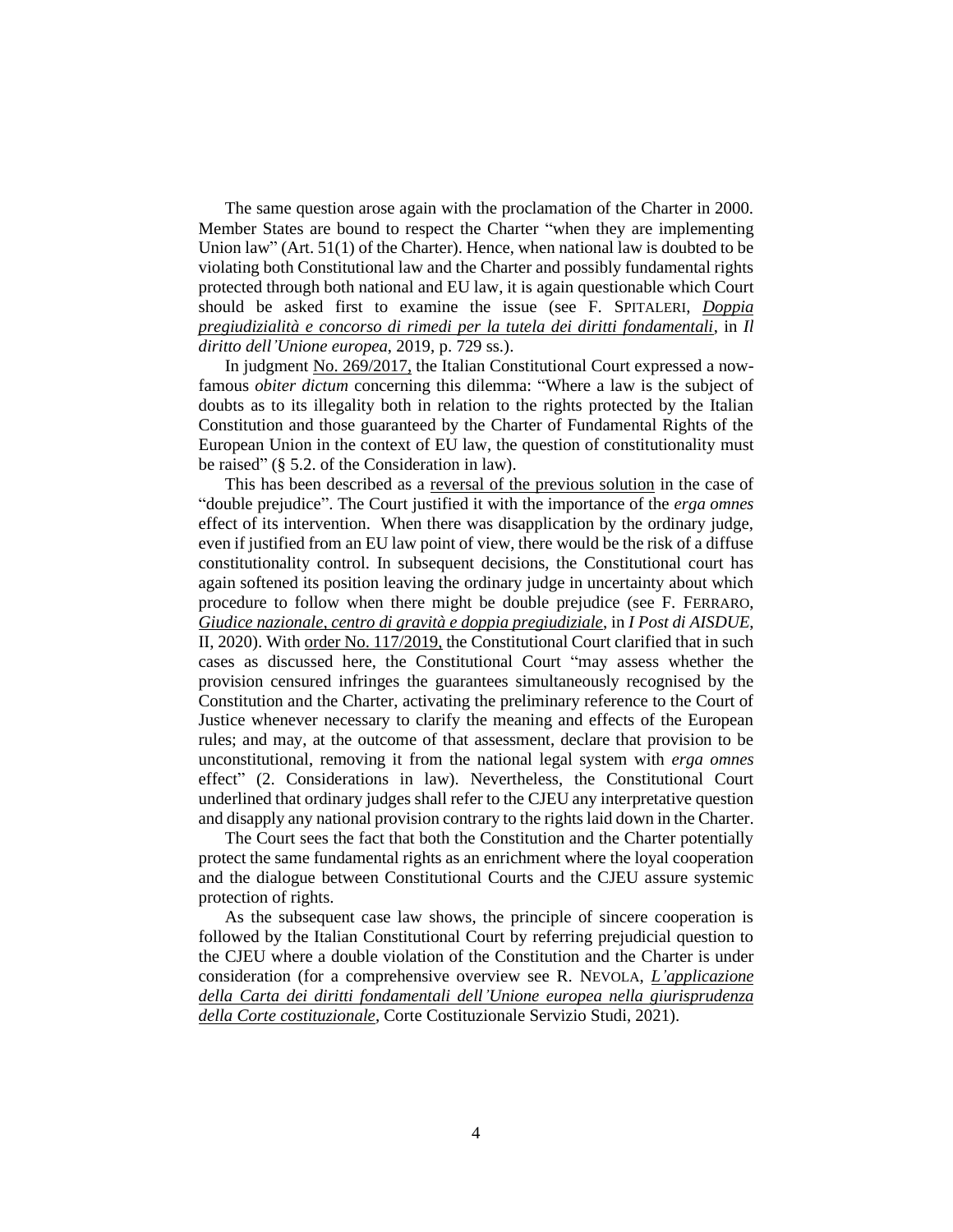The same question arose again with the proclamation of the Charter in 2000. Member States are bound to respect the Charter "when they are implementing Union law" (Art. 51(1) of the Charter). Hence, when national law is doubted to be violating both Constitutional law and the Charter and possibly fundamental rights protected through both national and EU law, it is again questionable which Court should be asked first to examine the issue (see F. SPITALERI, *Doppia pregiudizialità e concorso di rimedi per la tutela dei diritti fondamentali*, in *Il diritto dell'Unione europea*, 2019, p. 729 ss.).

In judgment No. 269/2017, the Italian Constitutional Court expressed a now-famous *obiter dictum* concerning this dilemma: "Where a law is the subject of doubts as to its illegality both in relation to the rights protected by the Italian Constitution and those guaranteed by the Charter of Fundamental Rights of the European Union in the context of EU law, the question of constitutionality must be raised" (§ 5.2. of the Consideration in law).

This has been described as a reversal of the previous solution in the case of "double prejudice". The Court justified it with the importance of the *erga omnes* effect of its intervention. When there was disapplication by the ordinary judge, even if justified from an EU law point of view, there would be the risk of a diffuse constitutionality control. In subsequent decisions, the Constitutional court has again softened its position leaving the ordinary judge in uncertainty about which procedure to follow when there might be double prejudice (see F. FERRARO, *Giudice nazionale, centro di gravità e doppia pregiudiziale*, in *I Post di AISDUE*, II, 2020). With order No. 117/2019, the Constitutional Court clarified that in such cases as discussed here, the Constitutional Court "may assess whether the provision censured infringes the guarantees simultaneously recognised by the Constitution and the Charter, activating the preliminary reference to the Court of Justice whenever necessary to clarify the meaning and effects of the European rules; and may, at the outcome of that assessment, declare that provision to be unconstitutional, removing it from the national legal system with *erga omnes* effect" (2. Considerations in law). Nevertheless, the Constitutional Court underlined that ordinary judges shall refer to the CJEU any interpretative question and disapply any national provision contrary to the rights laid down in the Charter.

The Court sees the fact that both the Constitution and the Charter potentially protect the same fundamental rights as an enrichment where the loyal cooperation and the dialogue between Constitutional Courts and the CJEU assure systemic protection of rights.

As the subsequent case law shows, the principle of sincere cooperation is followed by the Italian Constitutional Court by referring prejudicial question to the CJEU where a double violation of the Constitution and the Charter is under consideration (for a comprehensive overview see R. NEVOLA, *L'applicazione della Carta dei diritti fondamentali dell'Unione europea nella giurisprudenza della Corte costituzionale*, Corte Costituzionale Servizio Studi, 2021).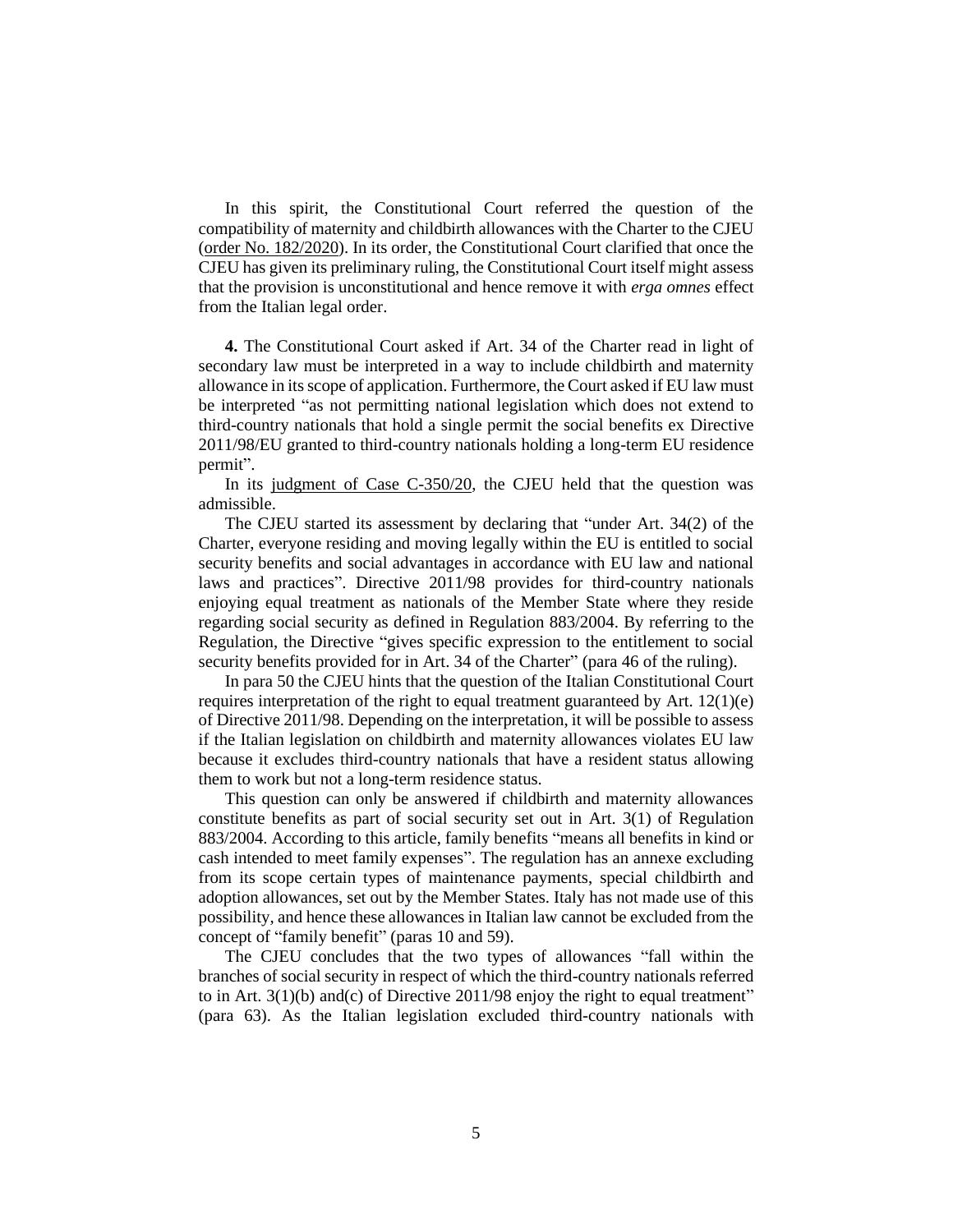In this spirit, the Constitutional Court referred the question of the compatibility of maternity and childbirth allowances with the Charter to the CJEU (order No. 182/2020). In its order, the Constitutional Court clarified that once the CJEU has given its preliminary ruling, the Constitutional Court itself might assess that the provision is unconstitutional and hence remove it with *erga omnes* effect from the Italian legal order.

**4.** The Constitutional Court asked if Art. 34 of the Charter read in light of secondary law must be interpreted in a way to include childbirth and maternity allowance in its scope of application. Furthermore, the Court asked if EU law must be interpreted "as not permitting national legislation which does not extend to third-country nationals that hold a single permit the social benefits ex Directive 2011/98/EU granted to third-country nationals holding a long-term EU residence permit".

In its judgment of Case C-350/20, the CJEU held that the question was admissible.

The CJEU started its assessment by declaring that "under Art. 34(2) of the Charter, everyone residing and moving legally within the EU is entitled to social security benefits and social advantages in accordance with EU law and national laws and practices". Directive 2011/98 provides for third-country nationals enjoying equal treatment as nationals of the Member State where they reside regarding social security as defined in Regulation 883/2004. By referring to the Regulation, the Directive "gives specific expression to the entitlement to social security benefits provided for in Art. 34 of the Charter" (para 46 of the ruling).

In para 50 the CJEU hints that the question of the Italian Constitutional Court requires interpretation of the right to equal treatment guaranteed by Art. 12(1)(e) of Directive 2011/98. Depending on the interpretation, it will be possible to assess if the Italian legislation on childbirth and maternity allowances violates EU law because it excludes third-country nationals that have a resident status allowing them to work but not a long-term residence status.

This question can only be answered if childbirth and maternity allowances constitute benefits as part of social security set out in Art. 3(1) of Regulation 883/2004. According to this article, family benefits "means all benefits in kind or cash intended to meet family expenses". The regulation has an annexe excluding from its scope certain types of maintenance payments, special childbirth and adoption allowances, set out by the Member States. Italy has not made use of this possibility, and hence these allowances in Italian law cannot be excluded from the concept of "family benefit" (paras 10 and 59).

The CJEU concludes that the two types of allowances "fall within the branches of social security in respect of which the third-country nationals referred to in Art. 3(1)(b) and(c) of Directive 2011/98 enjoy the right to equal treatment" (para 63). As the Italian legislation excluded third-country nationals with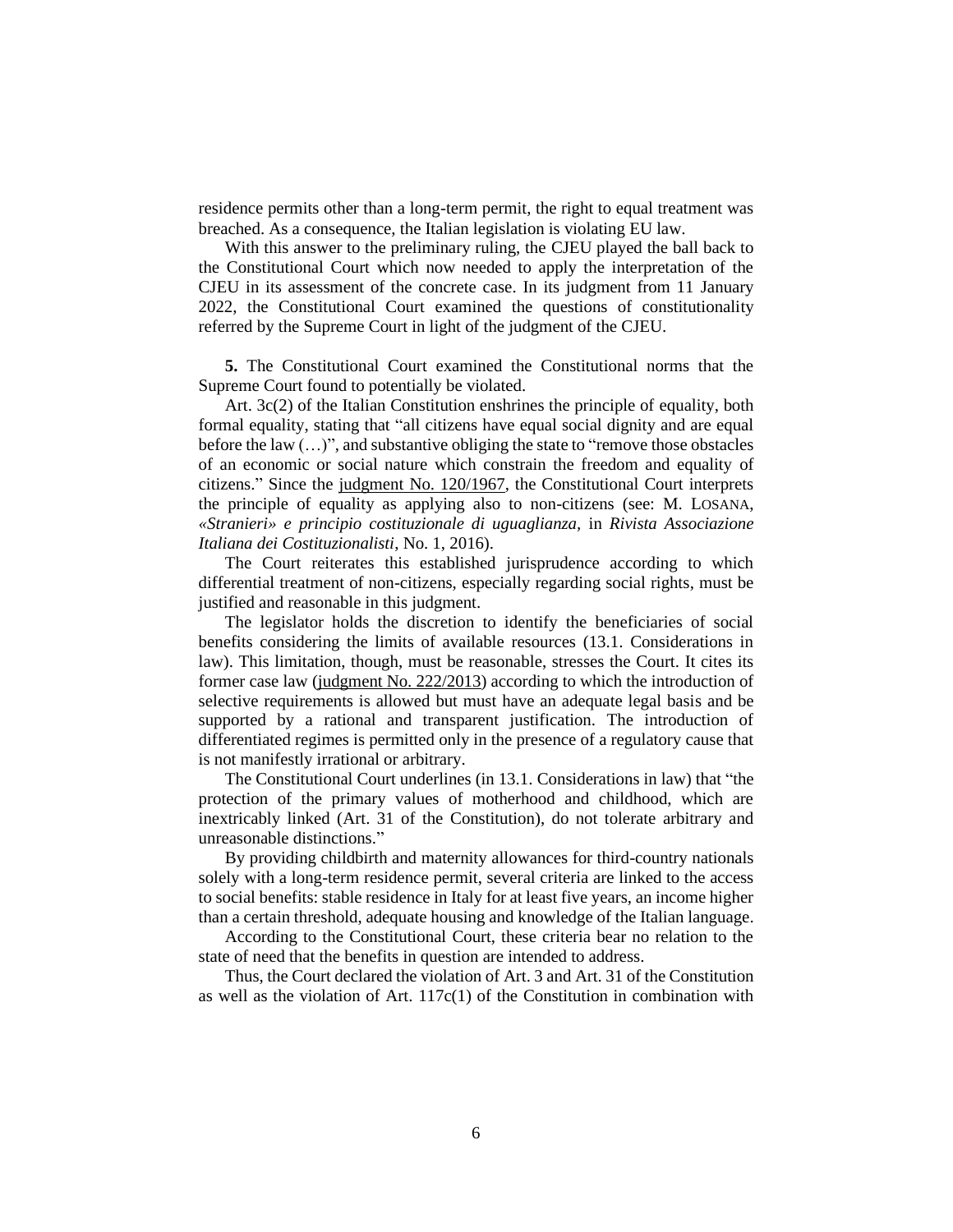residence permits other than a long-term permit, the right to equal treatment was breached. As a consequence, the Italian legislation is violating EU law.

With this answer to the preliminary ruling, the CJEU played the ball back to the Constitutional Court which now needed to apply the interpretation of the CJEU in its assessment of the concrete case. In its judgment from 11 January 2022, the Constitutional Court examined the questions of constitutionality referred by the Supreme Court in light of the judgment of the CJEU.

**5.** The Constitutional Court examined the Constitutional norms that the Supreme Court found to potentially be violated.

Art. 3c(2) of the Italian Constitution enshrines the principle of equality, both formal equality, stating that "all citizens have equal social dignity and are equal before the law (…)", and substantive obliging the state to "remove those obstacles of an economic or social nature which constrain the freedom and equality of citizens." Since the judgment No. 120/1967, the Constitutional Court interprets the principle of equality as applying also to non-citizens (see: M. LOSANA, *«Stranieri» e principio costituzionale di uguaglianza*, in *Rivista Associazione Italiana dei Costituzionalisti*, No. 1, 2016).

The Court reiterates this established jurisprudence according to which differential treatment of non-citizens, especially regarding social rights, must be justified and reasonable in this judgment.

The legislator holds the discretion to identify the beneficiaries of social benefits considering the limits of available resources (13.1. Considerations in law). This limitation, though, must be reasonable, stresses the Court. It cites its former case law (judgment No. 222/2013) according to which the introduction of selective requirements is allowed but must have an adequate legal basis and be supported by a rational and transparent justification. The introduction of differentiated regimes is permitted only in the presence of a regulatory cause that is not manifestly irrational or arbitrary.

The Constitutional Court underlines (in 13.1. Considerations in law) that "the protection of the primary values of motherhood and childhood, which are inextricably linked (Art. 31 of the Constitution), do not tolerate arbitrary and unreasonable distinctions."

By providing childbirth and maternity allowances for third-country nationals solely with a long-term residence permit, several criteria are linked to the access to social benefits: stable residence in Italy for at least five years, an income higher than a certain threshold, adequate housing and knowledge of the Italian language.

According to the Constitutional Court, these criteria bear no relation to the state of need that the benefits in question are intended to address.

Thus, the Court declared the violation of Art. 3 and Art. 31 of the Constitution as well as the violation of Art. 117c(1) of the Constitution in combination with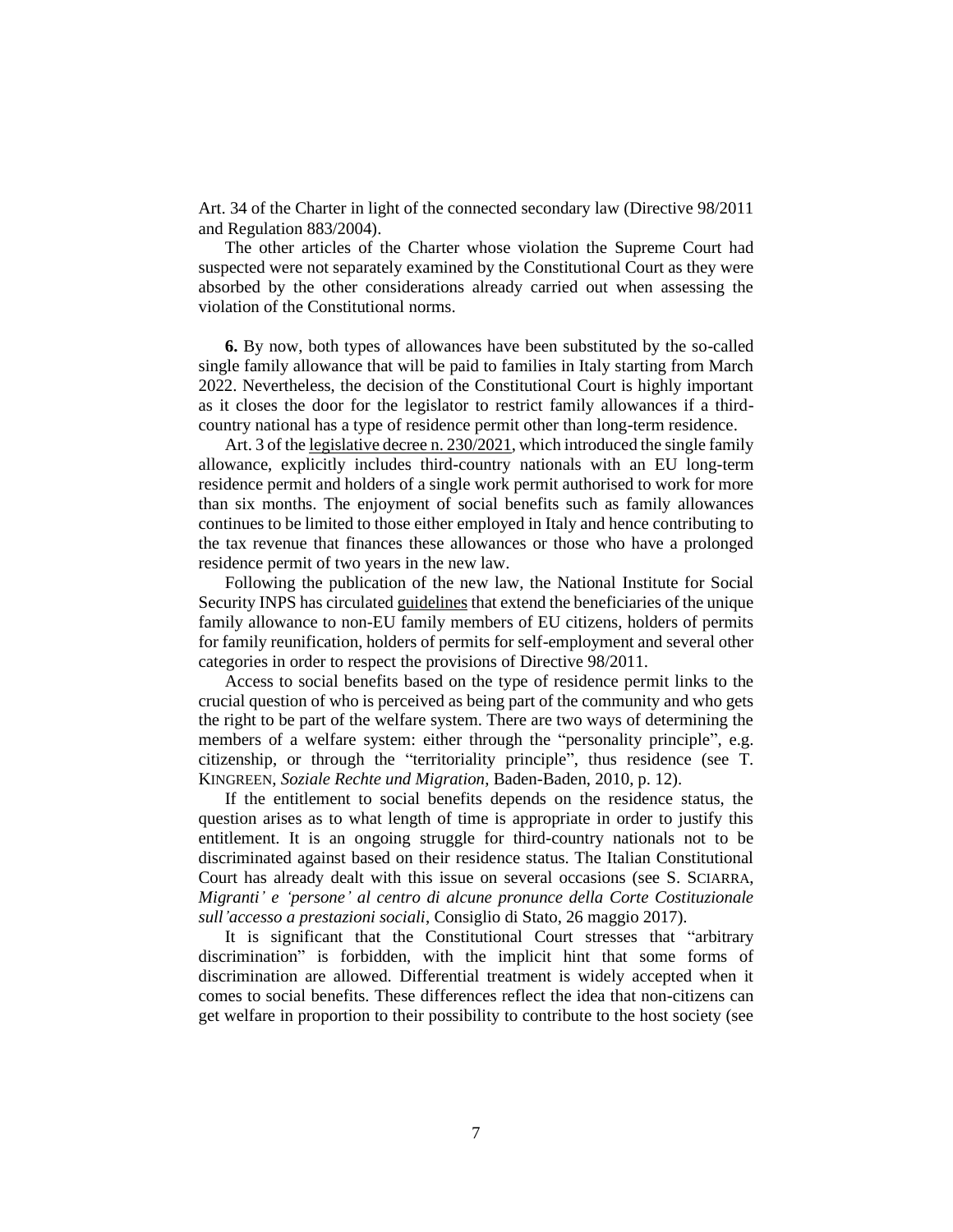Art. 34 of the Charter in light of the connected secondary law (Directive 98/2011 and Regulation 883/2004).

The other articles of the Charter whose violation the Supreme Court had suspected were not separately examined by the Constitutional Court as they were absorbed by the other considerations already carried out when assessing the violation of the Constitutional norms.

**6.** By now, both types of allowances have been substituted by the so-called single family allowance that will be paid to families in Italy starting from March 2022. Nevertheless, the decision of the Constitutional Court is highly important as it closes the door for the legislator to restrict family allowances if a third-country national has a type of residence permit other than long-term residence.

Art. 3 of the legislative decree n. 230/2021, which introduced the single family allowance, explicitly includes third-country nationals with an EU long-term residence permit and holders of a single work permit authorised to work for more than six months. The enjoyment of social benefits such as family allowances continues to be limited to those either employed in Italy and hence contributing to the tax revenue that finances these allowances or those who have a prolonged residence permit of two years in the new law.

Following the publication of the new law, the National Institute for Social Security INPS has circulated guidelines that extend the beneficiaries of the unique family allowance to non-EU family members of EU citizens, holders of permits for family reunification, holders of permits for self-employment and several other categories in order to respect the provisions of Directive 98/2011.

Access to social benefits based on the type of residence permit links to the crucial question of who is perceived as being part of the community and who gets the right to be part of the welfare system. There are two ways of determining the members of a welfare system: either through the "personality principle", e.g. citizenship, or through the "territoriality principle", thus residence (see T. KINGREEN, *Soziale Rechte und Migration*, Baden-Baden, 2010, p. 12).

If the entitlement to social benefits depends on the residence status, the question arises as to what length of time is appropriate in order to justify this entitlement. It is an ongoing struggle for third-country nationals not to be discriminated against based on their residence status. The Italian Constitutional Court has already dealt with this issue on several occasions (see S. SCIARRA, *Migranti' e 'persone' al centro di alcune pronunce della Corte Costituzionale sull'accesso a prestazioni sociali*, Consiglio di Stato, 26 maggio 2017).

It is significant that the Constitutional Court stresses that "arbitrary discrimination" is forbidden, with the implicit hint that some forms of discrimination are allowed. Differential treatment is widely accepted when it comes to social benefits. These differences reflect the idea that non-citizens can get welfare in proportion to their possibility to contribute to the host society (see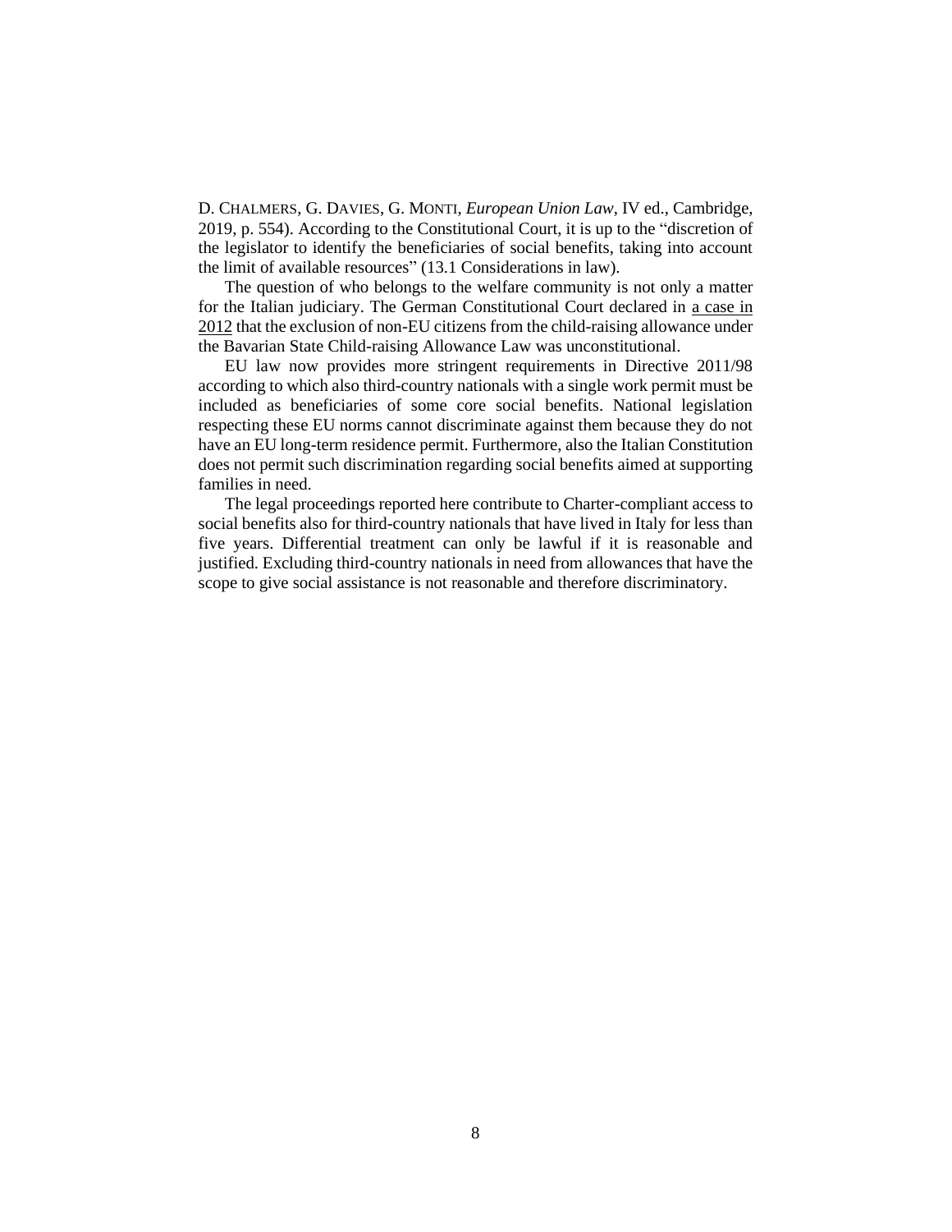D. CHALMERS, G. DAVIES, G. MONTI, *European Union Law*, IV ed., Cambridge, 2019, p. 554). According to the Constitutional Court, it is up to the "discretion of the legislator to identify the beneficiaries of social benefits, taking into account the limit of available resources" (13.1 Considerations in law).

The question of who belongs to the welfare community is not only a matter for the Italian judiciary. The German Constitutional Court declared in a case in 2012 that the exclusion of non-EU citizens from the child-raising allowance under the Bavarian State Child-raising Allowance Law was unconstitutional.

EU law now provides more stringent requirements in Directive 2011/98 according to which also third-country nationals with a single work permit must be included as beneficiaries of some core social benefits. National legislation respecting these EU norms cannot discriminate against them because they do not have an EU long-term residence permit. Furthermore, also the Italian Constitution does not permit such discrimination regarding social benefits aimed at supporting families in need.

The legal proceedings reported here contribute to Charter-compliant access to social benefits also for third-country nationals that have lived in Italy for less than five years. Differential treatment can only be lawful if it is reasonable and justified. Excluding third-country nationals in need from allowances that have the scope to give social assistance is not reasonable and therefore discriminatory.